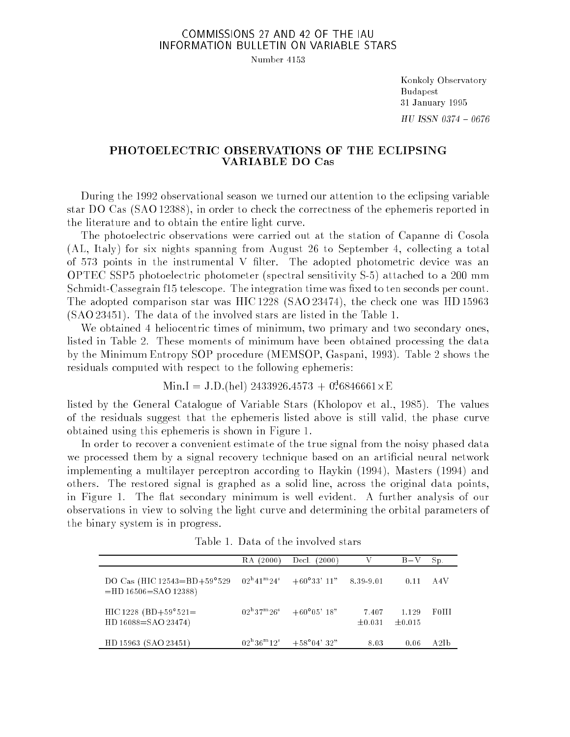COMMISSIONS 27 AND 42 OF THE IAU
INFORMATION BULLETIN ON VARIABLE STARS

Number 4153

Konkoly Observatory
Budapest
31 January 1995

*HU ISSN 0374 – 0676*

# PHOTOELECTRIC OBSERVATIONS OF THE ECLIPSING VARIABLE DO Cas

During the 1992 observational season we turned our attention to the eclipsing variable star DO Cas (SAO 12388), in order to check the correctness of the ephemeris reported in the literature and to obtain the entire light curve.

The photoelectric observations were carried out at the station of Capanne di Cosola (AL, Italy) for six nights spanning from August 26 to September 4, collecting a total of 573 points in the instrumental V filter. The adopted photometric device was an OPTEC SSP5 photoelectric photometer (spectral sensitivity S-5) attached to a 200 mm Schmidt-Cassegrain f15 telescope. The integration time was fixed to ten seconds per count. The adopted comparison star was HIC 1228 (SAO 23474), the check one was HD 15963 (SAO 23451). The data of the involved stars are listed in the Table 1.

We obtained 4 heliocentric times of minimum, two primary and two secondary ones, listed in Table 2. These moments of minimum have been obtained processing the data by the Minimum Entropy SOP procedure (MEMSOP, Gaspani, 1993). Table 2 shows the residuals computed with respect to the following ephemeris:

$$\mathrm{Min.I} = \mathrm{J.D.(hel)}\ 2433926.4573 + 0\overset{d}{.}6846661 \times \mathrm{E}$$

listed by the General Catalogue of Variable Stars (Kholopov et al., 1985). The values of the residuals suggest that the ephemeris listed above is still valid, the phase curve obtained using this ephemeris is shown in Figure 1.

In order to recover a convenient estimate of the true signal from the noisy phased data we processed them by a signal recovery technique based on an artificial neural network implementing a multilayer perceptron according to Haykin (1994), Masters (1994) and others. The restored signal is graphed as a solid line, across the original data points, in Figure 1. The flat secondary minimum is well evident. A further analysis of our observations in view to solving the light curve and determining the orbital parameters of the binary system is in progress.

Table 1. Data of the involved stars

| | RA (2000) | Decl. (2000) | V | B−V | Sp. |
|---|---|---|---|---|---|
| DO Cas (HIC 12543=BD+59°529 =HD 16506=SAO 12388) | $02^h41^m24^s$ | +60°33' 11" | 8.39-9.01 | 0.11 | A4V |
| HIC 1228 (BD+59°521= HD 16088=SAO 23474) | $02^h37^m26^s$ | +60°05' 18" | 7.407 ±0.031 | 1.129 ±0.015 | F0III |
| HD 15963 (SAO 23451) | $02^h36^m12^s$ | +58°04' 32" | 8.03 | 0.06 | A2Ib |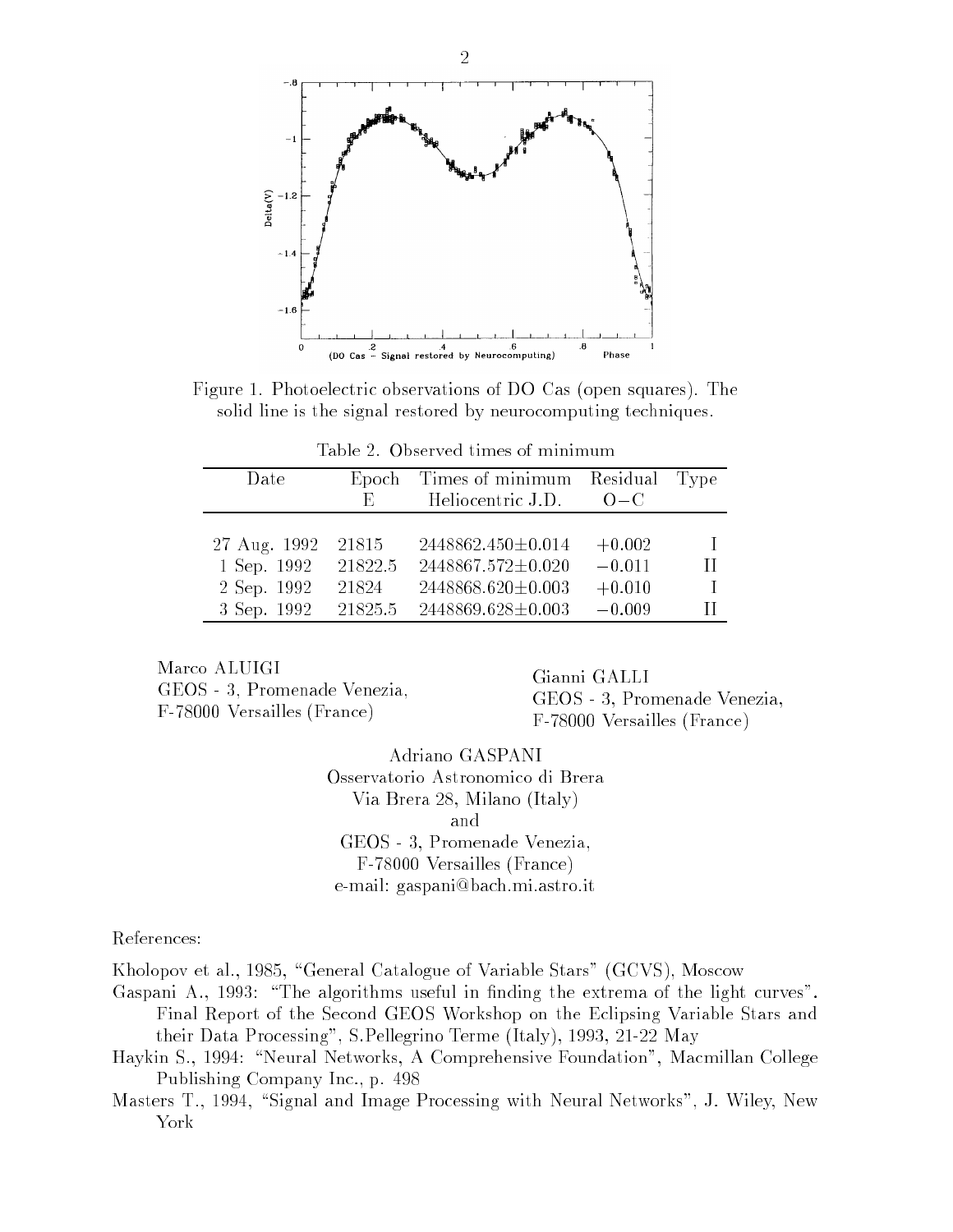-.8

-1

-1.2

-1.4

-1.6

Delta(V)

0 .2 .4 .6 .8 1

(DO Cas - Signal restored by Neurocomputing) Phase

Figure 1. Photoelectric observations of DO Cas (open squares). The solid line is the signal restored by neurocomputing techniques.

Table 2. Observed times of minimum

| Date | Epoch E | Times of minimum Heliocentric J.D. | Residual O−C | Type |
|---|---|---|---|---|
| 27 Aug. 1992 | 21815 | 2448862.450±0.014 | +0.002 | I |
| 1 Sep. 1992 | 21822.5 | 2448867.572±0.020 | −0.011 | II |
| 2 Sep. 1992 | 21824 | 2448868.620±0.003 | +0.010 | I |
| 3 Sep. 1992 | 21825.5 | 2448869.628±0.003 | −0.009 | II |

Marco ALUIGI
GEOS - 3, Promenade Venezia,
F-78000 Versailles (France)

Gianni GALLI
GEOS - 3, Promenade Venezia,
F-78000 Versailles (France)

Adriano GASPANI
Osservatorio Astronomico di Brera
Via Brera 28, Milano (Italy)
and
GEOS - 3, Promenade Venezia,
F-78000 Versailles (France)
e-mail: gaspani@bach.mi.astro.it

References:

Kholopov et al., 1985, "General Catalogue of Variable Stars" (GCVS), Moscow

Gaspani A., 1993: "The algorithms useful in finding the extrema of the light curves". Final Report of the Second GEOS Workshop on the Eclipsing Variable Stars and their Data Processing", S.Pellegrino Terme (Italy), 1993, 21-22 May

Haykin S., 1994: "Neural Networks, A Comprehensive Foundation", Macmillan College Publishing Company Inc., p. 498

Masters T., 1994, "Signal and Image Processing with Neural Networks", J. Wiley, New York